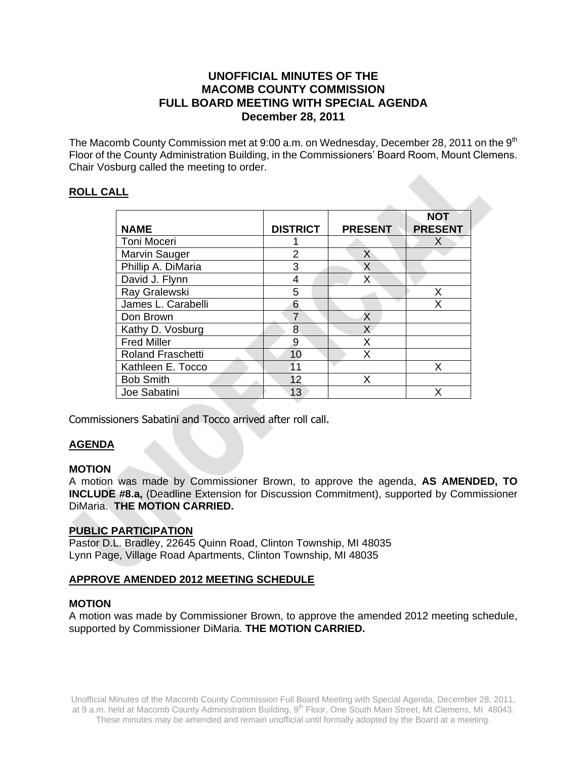# UNOFFICIAL MINUTES OF THE MACOMB COUNTY COMMISSION FULL BOARD MEETING WITH SPECIAL AGENDA December 28, 2011

The Macomb County Commission met at 9:00 a.m. on Wednesday, December 28, 2011 on the 9th Floor of the County Administration Building, in the Commissioners' Board Room, Mount Clemens. Chair Vosburg called the meeting to order.

## ROLL CALL

| NAME | DISTRICT | PRESENT | NOT PRESENT |
|---|---|---|---|
| Toni Moceri | 1 | | X |
| Marvin Sauger | 2 | X | |
| Phillip A. DiMaria | 3 | X | |
| David J. Flynn | 4 | X | |
| Ray Gralewski | 5 | | X |
| James L. Carabelli | 6 | | X |
| Don Brown | 7 | X | |
| Kathy D. Vosburg | 8 | X | |
| Fred Miller | 9 | X | |
| Roland Fraschetti | 10 | X | |
| Kathleen E. Tocco | 11 | | X |
| Bob Smith | 12 | X | |
| Joe Sabatini | 13 | | X |

Commissioners Sabatini and Tocco arrived after roll call.

## AGENDA

### MOTION

A motion was made by Commissioner Brown, to approve the agenda, **AS AMENDED, TO INCLUDE #8.a,** (Deadline Extension for Discussion Commitment), supported by Commissioner DiMaria. **THE MOTION CARRIED.**

## PUBLIC PARTICIPATION

Pastor D.L. Bradley, 22645 Quinn Road, Clinton Township, MI 48035
Lynn Page, Village Road Apartments, Clinton Township, MI 48035

## APPROVE AMENDED 2012 MEETING SCHEDULE

### MOTION

A motion was made by Commissioner Brown, to approve the amended 2012 meeting schedule, supported by Commissioner DiMaria. **THE MOTION CARRIED.**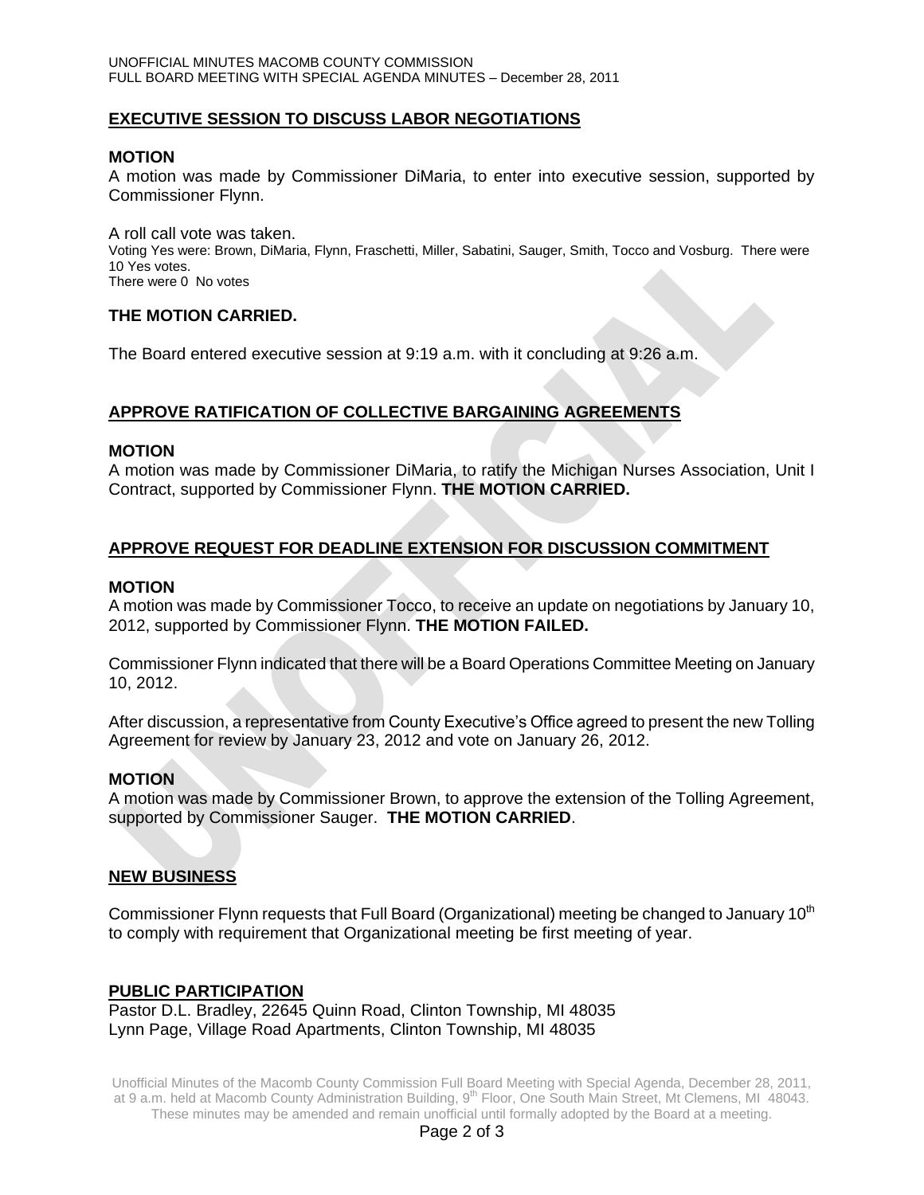## EXECUTIVE SESSION TO DISCUSS LABOR NEGOTIATIONS

### MOTION

A motion was made by Commissioner DiMaria, to enter into executive session, supported by Commissioner Flynn.

A roll call vote was taken.
Voting Yes were: Brown, DiMaria, Flynn, Fraschetti, Miller, Sabatini, Sauger, Smith, Tocco and Vosburg. There were 10 Yes votes.
There were 0 No votes

### THE MOTION CARRIED.

The Board entered executive session at 9:19 a.m. with it concluding at 9:26 a.m.

## APPROVE RATIFICATION OF COLLECTIVE BARGAINING AGREEMENTS

### MOTION

A motion was made by Commissioner DiMaria, to ratify the Michigan Nurses Association, Unit I Contract, supported by Commissioner Flynn. **THE MOTION CARRIED.**

## APPROVE REQUEST FOR DEADLINE EXTENSION FOR DISCUSSION COMMITMENT

### MOTION

A motion was made by Commissioner Tocco, to receive an update on negotiations by January 10, 2012, supported by Commissioner Flynn. **THE MOTION FAILED.**

Commissioner Flynn indicated that there will be a Board Operations Committee Meeting on January 10, 2012.

After discussion, a representative from County Executive's Office agreed to present the new Tolling Agreement for review by January 23, 2012 and vote on January 26, 2012.

### MOTION

A motion was made by Commissioner Brown, to approve the extension of the Tolling Agreement, supported by Commissioner Sauger. **THE MOTION CARRIED**.

## NEW BUSINESS

Commissioner Flynn requests that Full Board (Organizational) meeting be changed to January 10th to comply with requirement that Organizational meeting be first meeting of year.

## PUBLIC PARTICIPATION

Pastor D.L. Bradley, 22645 Quinn Road, Clinton Township, MI 48035
Lynn Page, Village Road Apartments, Clinton Township, MI 48035

Unofficial Minutes of the Macomb County Commission Full Board Meeting with Special Agenda, December 28, 2011, at 9 a.m. held at Macomb County Administration Building, 9th Floor, One South Main Street, Mt Clemens, MI 48043. These minutes may be amended and remain unofficial until formally adopted by the Board at a meeting.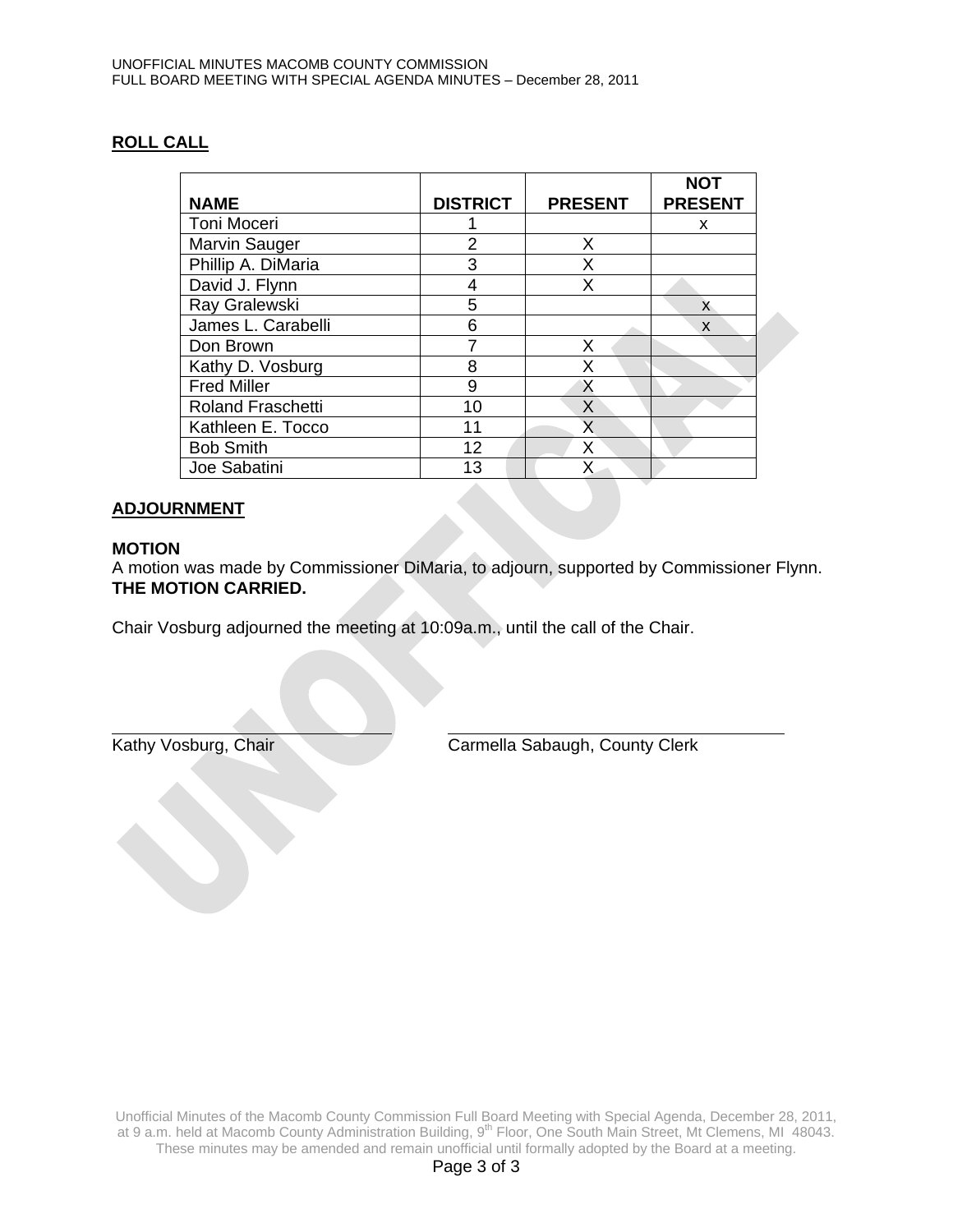## ROLL CALL

| NAME | DISTRICT | PRESENT | NOT PRESENT |
|---|---|---|---|
| Toni Moceri | 1 | | x |
| Marvin Sauger | 2 | X | |
| Phillip A. DiMaria | 3 | X | |
| David J. Flynn | 4 | X | |
| Ray Gralewski | 5 | | x |
| James L. Carabelli | 6 | | x |
| Don Brown | 7 | X | |
| Kathy D. Vosburg | 8 | X | |
| Fred Miller | 9 | X | |
| Roland Fraschetti | 10 | X | |
| Kathleen E. Tocco | 11 | X | |
| Bob Smith | 12 | X | |
| Joe Sabatini | 13 | X | |

## ADJOURNMENT

**MOTION**
A motion was made by Commissioner DiMaria, to adjourn, supported by Commissioner Flynn.
**THE MOTION CARRIED.**

Chair Vosburg adjourned the meeting at 10:09a.m., until the call of the Chair.

Kathy Vosburg, Chair

Carmella Sabaugh, County Clerk

Unofficial Minutes of the Macomb County Commission Full Board Meeting with Special Agenda, December 28, 2011, at 9 a.m. held at Macomb County Administration Building, 9th Floor, One South Main Street, Mt Clemens, MI 48043. These minutes may be amended and remain unofficial until formally adopted by the Board at a meeting.